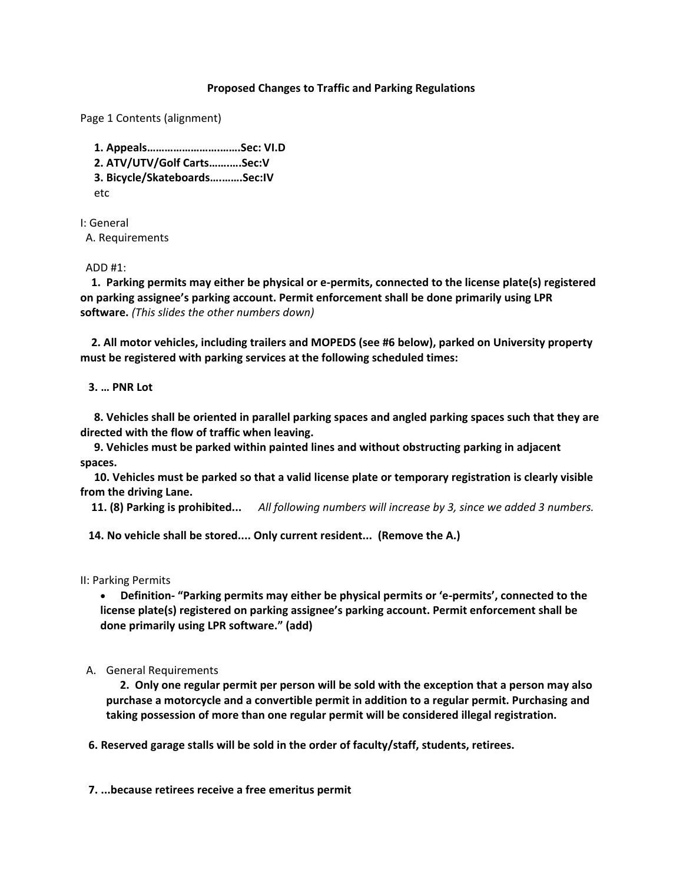**Proposed Changes to Traffic and Parking Regulations**

Page 1 Contents (alignment)

1. **Appeals………………………..……Sec: VI.D**
2. **ATV/UTV/Golf Carts……….Sec:V**
3. **Bicycle/Skateboards….……Sec:IV**

etc

I: General

A. Requirements

ADD #1:

**1. Parking permits may either be physical or e-permits, connected to the license plate(s) registered on parking assignee's parking account. Permit enforcement shall be done primarily using LPR software.** *(This slides the other numbers down)*

**2. All motor vehicles, including trailers and MOPEDS (see #6 below), parked on University property must be registered with parking services at the following scheduled times:**

**3. … PNR Lot**

**8. Vehicles shall be oriented in parallel parking spaces and angled parking spaces such that they are directed with the flow of traffic when leaving.**

**9. Vehicles must be parked within painted lines and without obstructing parking in adjacent spaces.**

**10. Vehicles must be parked so that a valid license plate or temporary registration is clearly visible from the driving Lane.**

**11. (8) Parking is prohibited...** *All following numbers will increase by 3, since we added 3 numbers.*

**14. No vehicle shall be stored.... Only current resident... (Remove the A.)**

II: Parking Permits

- **Definition- "Parking permits may either be physical permits or 'e-permits', connected to the license plate(s) registered on parking assignee's parking account. Permit enforcement shall be done primarily using LPR software." (add)**

A. General Requirements

**2. Only one regular permit per person will be sold with the exception that a person may also purchase a motorcycle and a convertible permit in addition to a regular permit. Purchasing and taking possession of more than one regular permit will be considered illegal registration.**

**6. Reserved garage stalls will be sold in the order of faculty/staff, students, retirees.**

**7. ...because retirees receive a free emeritus permit**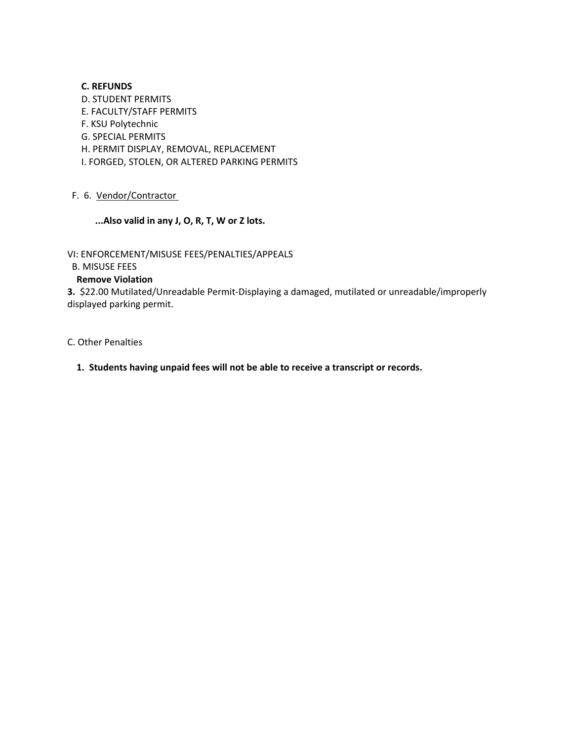**C. REFUNDS**
D. STUDENT PERMITS
E. FACULTY/STAFF PERMITS
F. KSU Polytechnic
G. SPECIAL PERMITS
H. PERMIT DISPLAY, REMOVAL, REPLACEMENT
I. FORGED, STOLEN, OR ALTERED PARKING PERMITS

F. 6. Vendor/Contractor

**...Also valid in any J, O, R, T, W or Z lots.**

VI: ENFORCEMENT/MISUSE FEES/PENALTIES/APPEALS
B. MISUSE FEES
**Remove Violation**
**3.** $22.00 Mutilated/Unreadable Permit-Displaying a damaged, mutilated or unreadable/improperly displayed parking permit.

C. Other Penalties

**1. Students having unpaid fees will not be able to receive a transcript or records.**